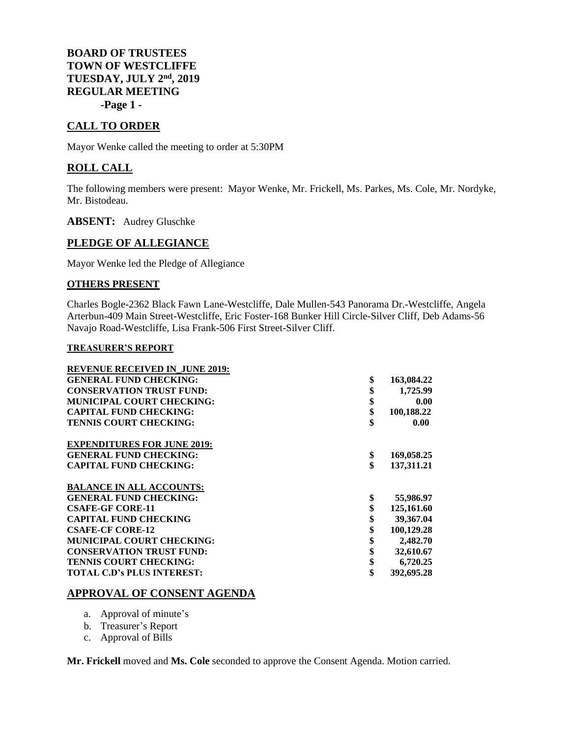# BOARD OF TRUSTEES
# TOWN OF WESTCLIFFE
# TUESDAY, JULY 2nd, 2019
# REGULAR MEETING

**-Page 1 -**

## CALL TO ORDER

Mayor Wenke called the meeting to order at 5:30PM

## ROLL CALL

The following members were present: Mayor Wenke, Mr. Frickell, Ms. Parkes, Ms. Cole, Mr. Nordyke, Mr. Bistodeau.

**ABSENT:** Audrey Gluschke

## PLEDGE OF ALLEGIANCE

Mayor Wenke led the Pledge of Allegiance

### OTHERS PRESENT

Charles Bogle-2362 Black Fawn Lane-Westcliffe, Dale Mullen-543 Panorama Dr.-Westcliffe, Angela Arterbun-409 Main Street-Westcliffe, Eric Foster-168 Bunker Hill Circle-Silver Cliff, Deb Adams-56 Navajo Road-Westcliffe, Lisa Frank-506 First Street-Silver Cliff.

#### TREASURER'S REPORT

| REVENUE RECEIVED IN_JUNE 2019: | |
|---|---|
| GENERAL FUND CHECKING: | $ 163,084.22 |
| CONSERVATION TRUST FUND: | $ 1,725.99 |
| MUNICIPAL COURT CHECKING: | $ 0.00 |
| CAPITAL FUND CHECKING: | $ 100,188.22 |
| TENNIS COURT CHECKING: | $ 0.00 |
| **EXPENDITURES FOR JUNE 2019:** | |
| GENERAL FUND CHECKING: | $ 169,058.25 |
| CAPITAL FUND CHECKING: | $ 137,311.21 |
| **BALANCE IN ALL ACCOUNTS:** | |
| GENERAL FUND CHECKING: | $ 55,986.97 |
| CSAFE-GF CORE-11 | $ 125,161.60 |
| CAPITAL FUND CHECKING | $ 39,367.04 |
| CSAFE-CF CORE-12 | $ 100,129.28 |
| MUNICIPAL COURT CHECKING: | $ 2,482.70 |
| CONSERVATION TRUST FUND: | $ 32,610.67 |
| TENNIS COURT CHECKING: | $ 6,720.25 |
| TOTAL C.D's PLUS INTEREST: | $ 392,695.28 |

## APPROVAL OF CONSENT AGENDA

a. Approval of minute's
b. Treasurer's Report
c. Approval of Bills

**Mr. Frickell** moved and **Ms. Cole** seconded to approve the Consent Agenda. Motion carried.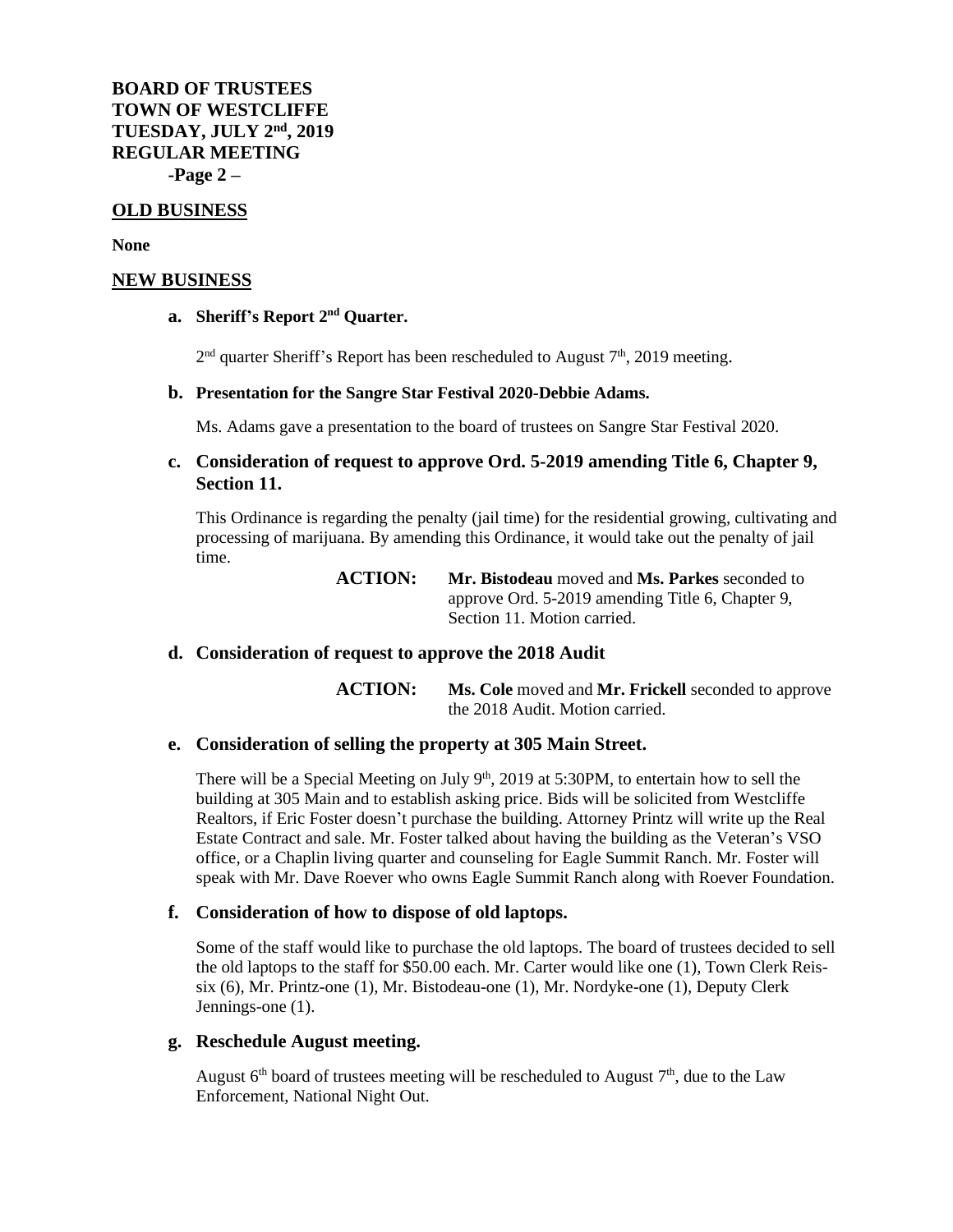**BOARD OF TRUSTEES**
**TOWN OF WESTCLIFFE**
**TUESDAY, JULY 2nd, 2019**
**REGULAR MEETING**
**-Page 2 –**

## OLD BUSINESS

**None**

## NEW BUSINESS

**a. Sheriff's Report 2nd Quarter.**

2nd quarter Sheriff's Report has been rescheduled to August 7th, 2019 meeting.

**b. Presentation for the Sangre Star Festival 2020-Debbie Adams.**

Ms. Adams gave a presentation to the board of trustees on Sangre Star Festival 2020.

**c. Consideration of request to approve Ord. 5-2019 amending Title 6, Chapter 9, Section 11.**

This Ordinance is regarding the penalty (jail time) for the residential growing, cultivating and processing of marijuana. By amending this Ordinance, it would take out the penalty of jail time.

> **ACTION:** **Mr. Bistodeau** moved and **Ms. Parkes** seconded to approve Ord. 5-2019 amending Title 6, Chapter 9, Section 11. Motion carried.

**d. Consideration of request to approve the 2018 Audit**

> **ACTION:** **Ms. Cole** moved and **Mr. Frickell** seconded to approve the 2018 Audit. Motion carried.

**e. Consideration of selling the property at 305 Main Street.**

There will be a Special Meeting on July 9th, 2019 at 5:30PM, to entertain how to sell the building at 305 Main and to establish asking price. Bids will be solicited from Westcliffe Realtors, if Eric Foster doesn't purchase the building. Attorney Printz will write up the Real Estate Contract and sale. Mr. Foster talked about having the building as the Veteran's VSO office, or a Chaplin living quarter and counseling for Eagle Summit Ranch. Mr. Foster will speak with Mr. Dave Roever who owns Eagle Summit Ranch along with Roever Foundation.

**f. Consideration of how to dispose of old laptops.**

Some of the staff would like to purchase the old laptops. The board of trustees decided to sell the old laptops to the staff for $50.00 each. Mr. Carter would like one (1), Town Clerk Reis-six (6), Mr. Printz-one (1), Mr. Bistodeau-one (1), Mr. Nordyke-one (1), Deputy Clerk Jennings-one (1).

**g. Reschedule August meeting.**

August 6th board of trustees meeting will be rescheduled to August 7th, due to the Law Enforcement, National Night Out.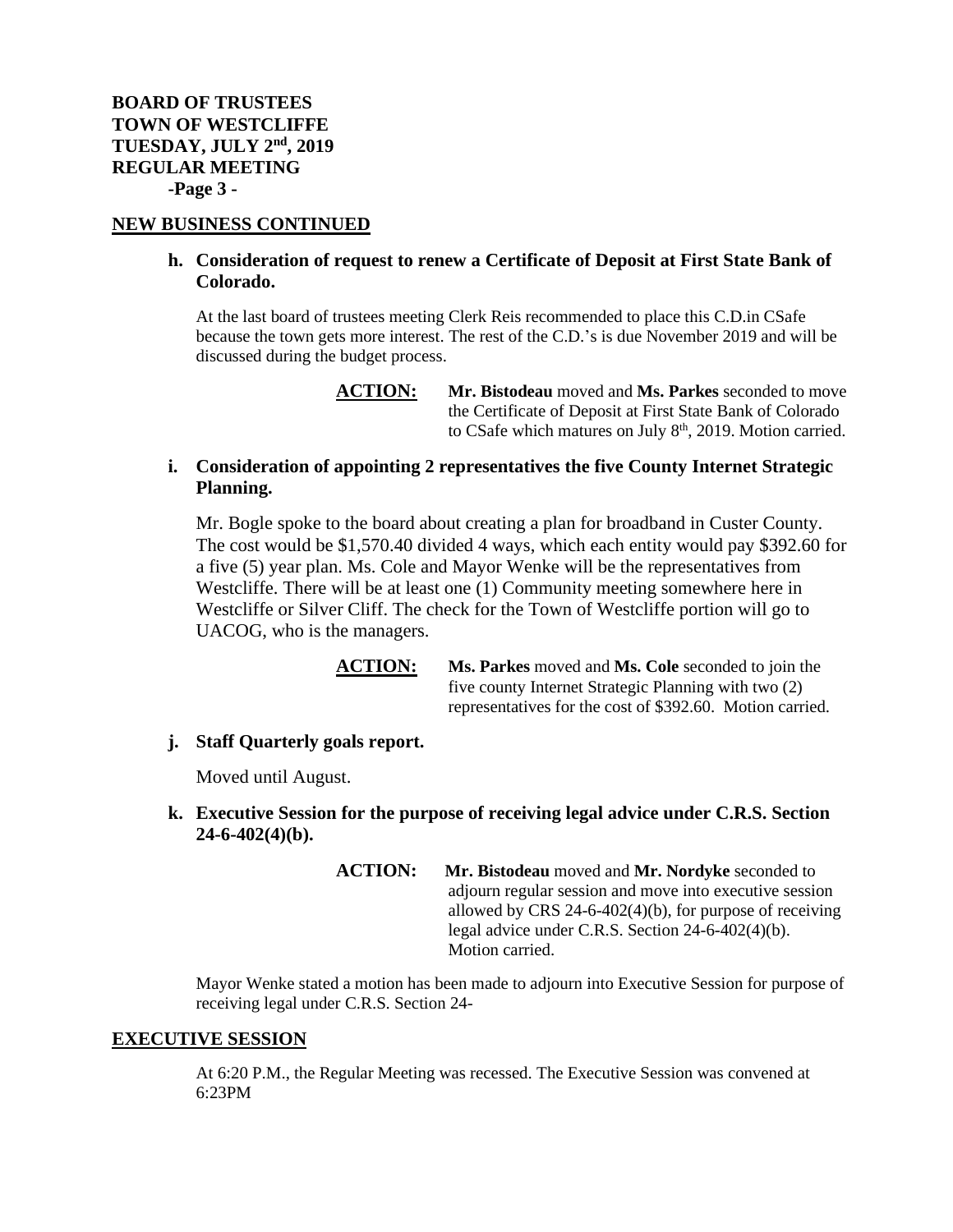**BOARD OF TRUSTEES**
**TOWN OF WESTCLIFFE**
**TUESDAY, JULY 2nd, 2019**
**REGULAR MEETING**

## NEW BUSINESS CONTINUED

**h. Consideration of request to renew a Certificate of Deposit at First State Bank of Colorado.**

At the last board of trustees meeting Clerk Reis recommended to place this C.D.in CSafe because the town gets more interest. The rest of the C.D.'s is due November 2019 and will be discussed during the budget process.

> **ACTION:** **Mr. Bistodeau** moved and **Ms. Parkes** seconded to move the Certificate of Deposit at First State Bank of Colorado to CSafe which matures on July 8th, 2019. Motion carried.

**i. Consideration of appointing 2 representatives the five County Internet Strategic Planning.**

Mr. Bogle spoke to the board about creating a plan for broadband in Custer County. The cost would be $1,570.40 divided 4 ways, which each entity would pay $392.60 for a five (5) year plan. Ms. Cole and Mayor Wenke will be the representatives from Westcliffe. There will be at least one (1) Community meeting somewhere here in Westcliffe or Silver Cliff. The check for the Town of Westcliffe portion will go to UACOG, who is the managers.

> **ACTION:** **Ms. Parkes** moved and **Ms. Cole** seconded to join the five county Internet Strategic Planning with two (2) representatives for the cost of $392.60. Motion carried.

**j. Staff Quarterly goals report.**

Moved until August.

**k. Executive Session for the purpose of receiving legal advice under C.R.S. Section 24-6-402(4)(b).**

> **ACTION:** **Mr. Bistodeau** moved and **Mr. Nordyke** seconded to adjourn regular session and move into executive session allowed by CRS 24-6-402(4)(b), for purpose of receiving legal advice under C.R.S. Section 24-6-402(4)(b). Motion carried.

Mayor Wenke stated a motion has been made to adjourn into Executive Session for purpose of receiving legal under C.R.S. Section 24-

## EXECUTIVE SESSION

At 6:20 P.M., the Regular Meeting was recessed. The Executive Session was convened at 6:23PM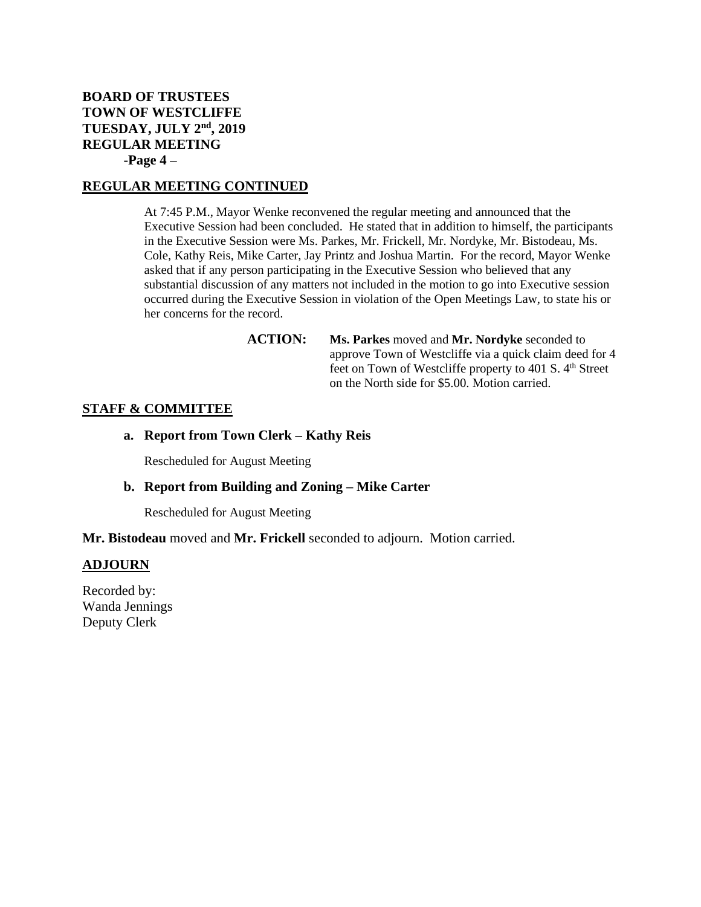**BOARD OF TRUSTEES**
**TOWN OF WESTCLIFFE**
**TUESDAY, JULY 2nd, 2019**
**REGULAR MEETING**

## REGULAR MEETING CONTINUED

At 7:45 P.M., Mayor Wenke reconvened the regular meeting and announced that the Executive Session had been concluded. He stated that in addition to himself, the participants in the Executive Session were Ms. Parkes, Mr. Frickell, Mr. Nordyke, Mr. Bistodeau, Ms. Cole, Kathy Reis, Mike Carter, Jay Printz and Joshua Martin. For the record, Mayor Wenke asked that if any person participating in the Executive Session who believed that any substantial discussion of any matters not included in the motion to go into Executive session occurred during the Executive Session in violation of the Open Meetings Law, to state his or her concerns for the record.

**ACTION:** **Ms. Parkes** moved and **Mr. Nordyke** seconded to approve Town of Westcliffe via a quick claim deed for 4 feet on Town of Westcliffe property to 401 S. 4th Street on the North side for $5.00. Motion carried.

## STAFF & COMMITTEE

### a. Report from Town Clerk – Kathy Reis

Rescheduled for August Meeting

### b. Report from Building and Zoning – Mike Carter

Rescheduled for August Meeting

**Mr. Bistodeau** moved and **Mr. Frickell** seconded to adjourn. Motion carried.

## ADJOURN

Recorded by:
Wanda Jennings
Deputy Clerk